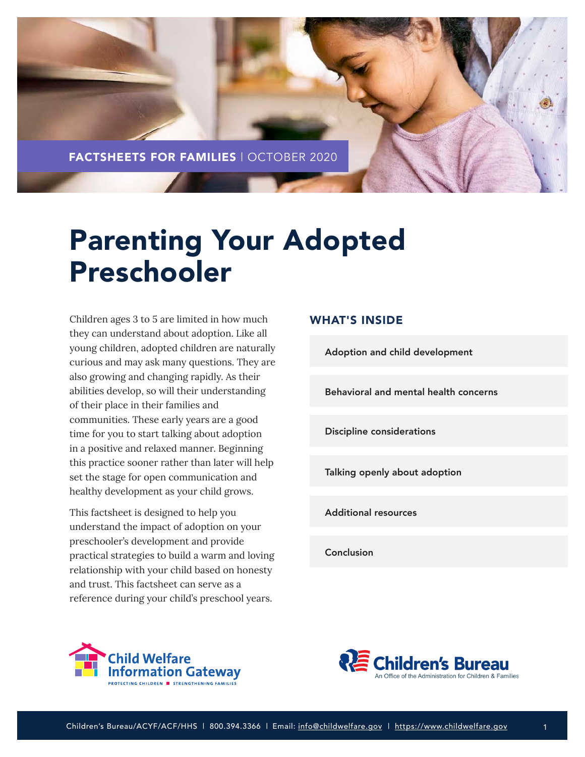FACTSHEETS FOR FAMILIES | OCTOBER 2020

# Parenting Your Adopted Preschooler

Children ages 3 to 5 are limited in how much they can understand about adoption. Like all young children, adopted children are naturally curious and may ask many questions. They are also growing and changing rapidly. As their abilities develop, so will their understanding of their place in their families and communities. These early years are a good time for you to start talking about adoption in a positive and relaxed manner. Beginning this practice sooner rather than later will help set the stage for open communication and healthy development as your child grows.

This factsheet is designed to help you understand the impact of adoption on your preschooler's development and provide practical strategies to build a warm and loving relationship with your child based on honesty and trust. This factsheet can serve as a reference during your child's preschool years.

## WHAT'S INSIDE

- Adoption and child development
- Behavioral and mental health concerns
- Discipline considerations
- Talking openly about adoption
- Additional resources
- Conclusion

Child Welfare Information Gateway — PROTECTING CHILDREN ■ STRENGTHENING FAMILIES

Children's Bureau — An Office of the Administration for Children & Families

Children's Bureau/ACYF/ACF/HHS | 800.394.3366 | Email: info@childwelfare.gov | https://www.childwelfare.gov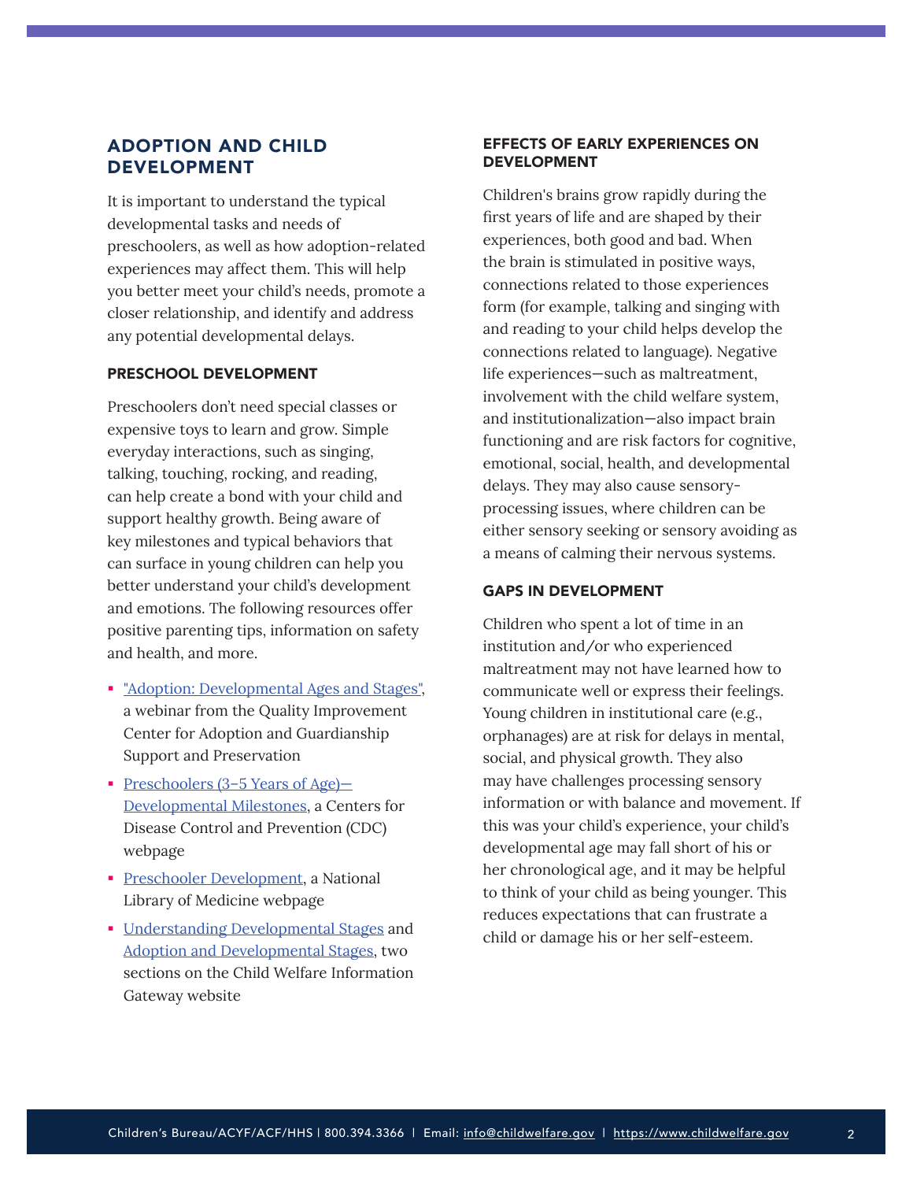## ADOPTION AND CHILD DEVELOPMENT

It is important to understand the typical developmental tasks and needs of preschoolers, as well as how adoption-related experiences may affect them. This will help you better meet your child's needs, promote a closer relationship, and identify and address any potential developmental delays.

### PRESCHOOL DEVELOPMENT

Preschoolers don't need special classes or expensive toys to learn and grow. Simple everyday interactions, such as singing, talking, touching, rocking, and reading, can help create a bond with your child and support healthy growth. Being aware of key milestones and typical behaviors that can surface in young children can help you better understand your child's development and emotions. The following resources offer positive parenting tips, information on safety and health, and more.

- "Adoption: Developmental Ages and Stages", a webinar from the Quality Improvement Center for Adoption and Guardianship Support and Preservation
- Preschoolers (3–5 Years of Age)—Developmental Milestones, a Centers for Disease Control and Prevention (CDC) webpage
- Preschooler Development, a National Library of Medicine webpage
- Understanding Developmental Stages and Adoption and Developmental Stages, two sections on the Child Welfare Information Gateway website

### EFFECTS OF EARLY EXPERIENCES ON DEVELOPMENT

Children's brains grow rapidly during the first years of life and are shaped by their experiences, both good and bad. When the brain is stimulated in positive ways, connections related to those experiences form (for example, talking and singing with and reading to your child helps develop the connections related to language). Negative life experiences—such as maltreatment, involvement with the child welfare system, and institutionalization—also impact brain functioning and are risk factors for cognitive, emotional, social, health, and developmental delays. They may also cause sensory-processing issues, where children can be either sensory seeking or sensory avoiding as a means of calming their nervous systems.

### GAPS IN DEVELOPMENT

Children who spent a lot of time in an institution and/or who experienced maltreatment may not have learned how to communicate well or express their feelings. Young children in institutional care (e.g., orphanages) are at risk for delays in mental, social, and physical growth. They also may have challenges processing sensory information or with balance and movement. If this was your child's experience, your child's developmental age may fall short of his or her chronological age, and it may be helpful to think of your child as being younger. This reduces expectations that can frustrate a child or damage his or her self-esteem.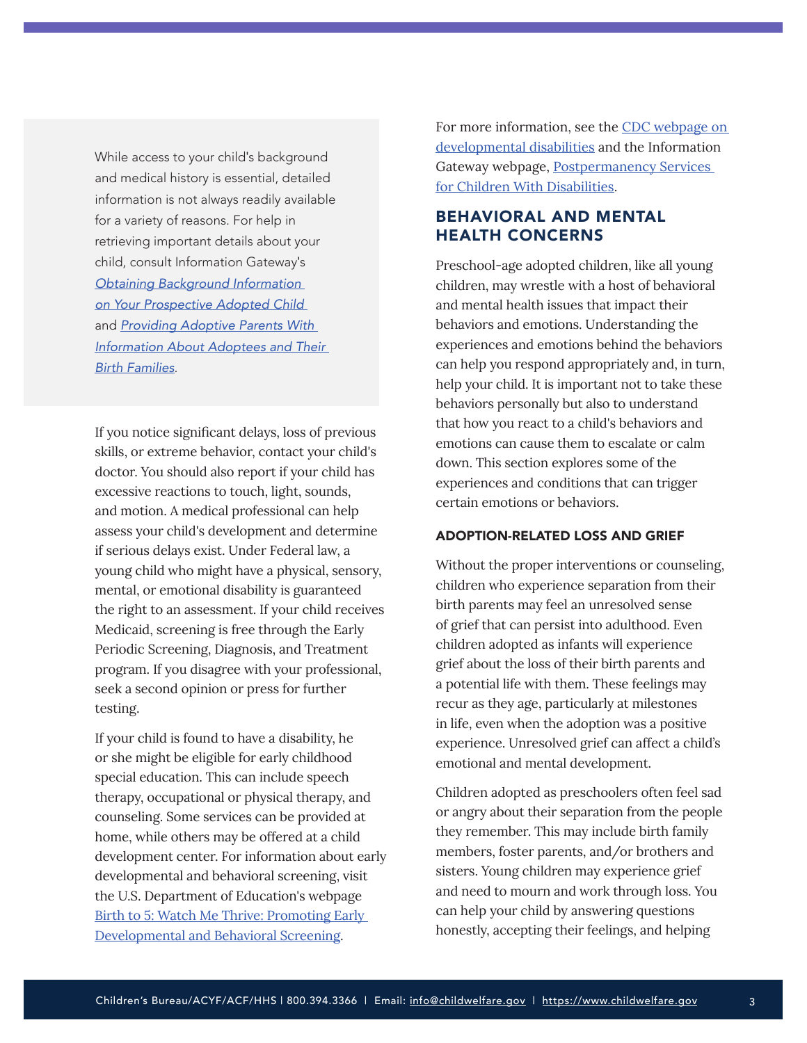While access to your child's background and medical history is essential, detailed information is not always readily available for a variety of reasons. For help in retrieving important details about your child, consult Information Gateway's *Obtaining Background Information on Your Prospective Adopted Child* and *Providing Adoptive Parents With Information About Adoptees and Their Birth Families*.

If you notice significant delays, loss of previous skills, or extreme behavior, contact your child's doctor. You should also report if your child has excessive reactions to touch, light, sounds, and motion. A medical professional can help assess your child's development and determine if serious delays exist. Under Federal law, a young child who might have a physical, sensory, mental, or emotional disability is guaranteed the right to an assessment. If your child receives Medicaid, screening is free through the Early Periodic Screening, Diagnosis, and Treatment program. If you disagree with your professional, seek a second opinion or press for further testing.

If your child is found to have a disability, he or she might be eligible for early childhood special education. This can include speech therapy, occupational or physical therapy, and counseling. Some services can be provided at home, while others may be offered at a child development center. For information about early developmental and behavioral screening, visit the U.S. Department of Education's webpage Birth to 5: Watch Me Thrive: Promoting Early Developmental and Behavioral Screening.

For more information, see the CDC webpage on developmental disabilities and the Information Gateway webpage, Postpermanency Services for Children With Disabilities.

## BEHAVIORAL AND MENTAL HEALTH CONCERNS

Preschool-age adopted children, like all young children, may wrestle with a host of behavioral and mental health issues that impact their behaviors and emotions. Understanding the experiences and emotions behind the behaviors can help you respond appropriately and, in turn, help your child. It is important not to take these behaviors personally but also to understand that how you react to a child's behaviors and emotions can cause them to escalate or calm down. This section explores some of the experiences and conditions that can trigger certain emotions or behaviors.

### ADOPTION-RELATED LOSS AND GRIEF

Without the proper interventions or counseling, children who experience separation from their birth parents may feel an unresolved sense of grief that can persist into adulthood. Even children adopted as infants will experience grief about the loss of their birth parents and a potential life with them. These feelings may recur as they age, particularly at milestones in life, even when the adoption was a positive experience. Unresolved grief can affect a child's emotional and mental development.

Children adopted as preschoolers often feel sad or angry about their separation from the people they remember. This may include birth family members, foster parents, and/or brothers and sisters. Young children may experience grief and need to mourn and work through loss. You can help your child by answering questions honestly, accepting their feelings, and helping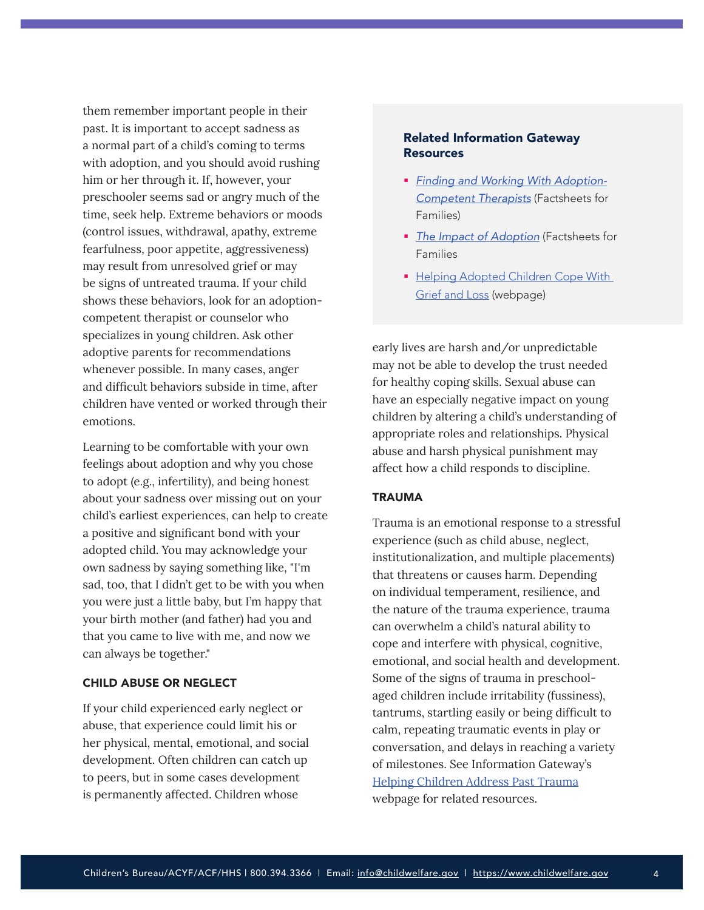them remember important people in their past. It is important to accept sadness as a normal part of a child's coming to terms with adoption, and you should avoid rushing him or her through it. If, however, your preschooler seems sad or angry much of the time, seek help. Extreme behaviors or moods (control issues, withdrawal, apathy, extreme fearfulness, poor appetite, aggressiveness) may result from unresolved grief or may be signs of untreated trauma. If your child shows these behaviors, look for an adoption-competent therapist or counselor who specializes in young children. Ask other adoptive parents for recommendations whenever possible. In many cases, anger and difficult behaviors subside in time, after children have vented or worked through their emotions.

Learning to be comfortable with your own feelings about adoption and why you chose to adopt (e.g., infertility), and being honest about your sadness over missing out on your child's earliest experiences, can help to create a positive and significant bond with your adopted child. You may acknowledge your own sadness by saying something like, "I'm sad, too, that I didn't get to be with you when you were just a little baby, but I'm happy that your birth mother (and father) had you and that you came to live with me, and now we can always be together."

### CHILD ABUSE OR NEGLECT

If your child experienced early neglect or abuse, that experience could limit his or her physical, mental, emotional, and social development. Often children can catch up to peers, but in some cases development is permanently affected. Children whose early lives are harsh and/or unpredictable may not be able to develop the trust needed for healthy coping skills. Sexual abuse can have an especially negative impact on young children by altering a child's understanding of appropriate roles and relationships. Physical abuse and harsh physical punishment may affect how a child responds to discipline.

### TRAUMA

Trauma is an emotional response to a stressful experience (such as child abuse, neglect, institutionalization, and multiple placements) that threatens or causes harm. Depending on individual temperament, resilience, and the nature of the trauma experience, trauma can overwhelm a child's natural ability to cope and interfere with physical, cognitive, emotional, and social health and development. Some of the signs of trauma in preschool-aged children include irritability (fussiness), tantrums, startling easily or being difficult to calm, repeating traumatic events in play or conversation, and delays in reaching a variety of milestones. See Information Gateway's Helping Children Address Past Trauma webpage for related resources.

**Related Information Gateway Resources**

- *Finding and Working With Adoption-Competent Therapists* (Factsheets for Families)
- *The Impact of Adoption* (Factsheets for Families
- Helping Adopted Children Cope With Grief and Loss (webpage)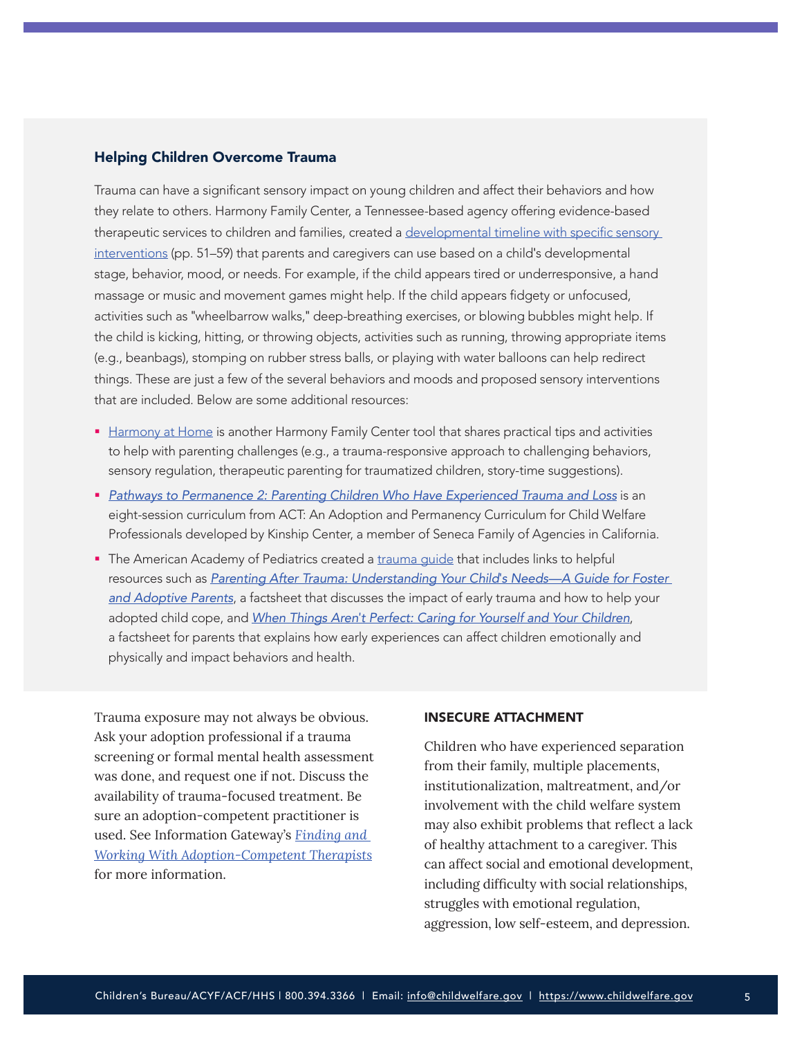### Helping Children Overcome Trauma

Trauma can have a significant sensory impact on young children and affect their behaviors and how they relate to others. Harmony Family Center, a Tennessee-based agency offering evidence-based therapeutic services to children and families, created a developmental timeline with specific sensory interventions (pp. 51–59) that parents and caregivers can use based on a child's developmental stage, behavior, mood, or needs. For example, if the child appears tired or underresponsive, a hand massage or music and movement games might help. If the child appears fidgety or unfocused, activities such as "wheelbarrow walks," deep-breathing exercises, or blowing bubbles might help. If the child is kicking, hitting, or throwing objects, activities such as running, throwing appropriate items (e.g., beanbags), stomping on rubber stress balls, or playing with water balloons can help redirect things. These are just a few of the several behaviors and moods and proposed sensory interventions that are included. Below are some additional resources:

- Harmony at Home is another Harmony Family Center tool that shares practical tips and activities to help with parenting challenges (e.g., a trauma-responsive approach to challenging behaviors, sensory regulation, therapeutic parenting for traumatized children, story-time suggestions).
- *Pathways to Permanence 2: Parenting Children Who Have Experienced Trauma and Loss* is an eight-session curriculum from ACT: An Adoption and Permanency Curriculum for Child Welfare Professionals developed by Kinship Center, a member of Seneca Family of Agencies in California.
- The American Academy of Pediatrics created a trauma guide that includes links to helpful resources such as *Parenting After Trauma: Understanding Your Child's Needs—A Guide for Foster and Adoptive Parents*, a factsheet that discusses the impact of early trauma and how to help your adopted child cope, and *When Things Aren't Perfect: Caring for Yourself and Your Children*, a factsheet for parents that explains how early experiences can affect children emotionally and physically and impact behaviors and health.

Trauma exposure may not always be obvious. Ask your adoption professional if a trauma screening or formal mental health assessment was done, and request one if not. Discuss the availability of trauma-focused treatment. Be sure an adoption-competent practitioner is used. See Information Gateway's *Finding and Working With Adoption-Competent Therapists* for more information.

#### INSECURE ATTACHMENT

Children who have experienced separation from their family, multiple placements, institutionalization, maltreatment, and/or involvement with the child welfare system may also exhibit problems that reflect a lack of healthy attachment to a caregiver. This can affect social and emotional development, including difficulty with social relationships, struggles with emotional regulation, aggression, low self-esteem, and depression.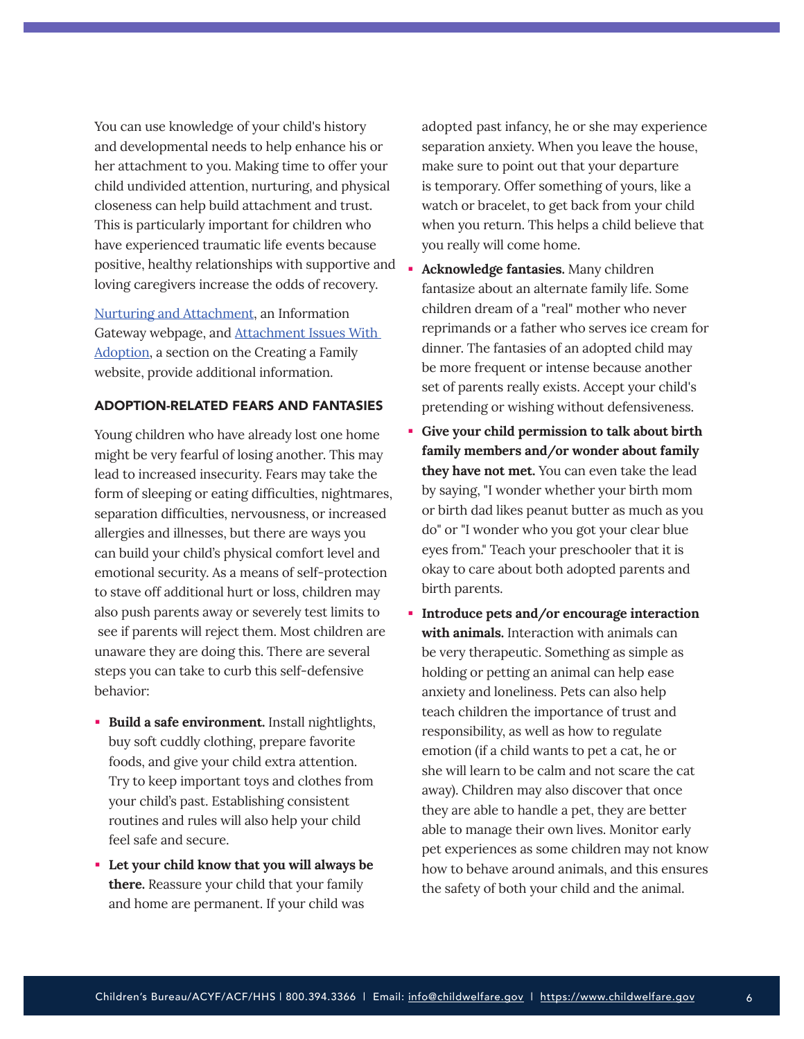You can use knowledge of your child's history and developmental needs to help enhance his or her attachment to you. Making time to offer your child undivided attention, nurturing, and physical closeness can help build attachment and trust. This is particularly important for children who have experienced traumatic life events because positive, healthy relationships with supportive and loving caregivers increase the odds of recovery.

[Nurturing and Attachment](), an Information Gateway webpage, and [Attachment Issues With Adoption](), a section on the Creating a Family website, provide additional information.

### ADOPTION-RELATED FEARS AND FANTASIES

Young children who have already lost one home might be very fearful of losing another. This may lead to increased insecurity. Fears may take the form of sleeping or eating difficulties, nightmares, separation difficulties, nervousness, or increased allergies and illnesses, but there are ways you can build your child's physical comfort level and emotional security. As a means of self-protection to stave off additional hurt or loss, children may also push parents away or severely test limits to see if parents will reject them. Most children are unaware they are doing this. There are several steps you can take to curb this self-defensive behavior:

- **Build a safe environment.** Install nightlights, buy soft cuddly clothing, prepare favorite foods, and give your child extra attention. Try to keep important toys and clothes from your child's past. Establishing consistent routines and rules will also help your child feel safe and secure.
- **Let your child know that you will always be there.** Reassure your child that your family and home are permanent. If your child was adopted past infancy, he or she may experience separation anxiety. When you leave the house, make sure to point out that your departure is temporary. Offer something of yours, like a watch or bracelet, to get back from your child when you return. This helps a child believe that you really will come home.
- **Acknowledge fantasies.** Many children fantasize about an alternate family life. Some children dream of a "real" mother who never reprimands or a father who serves ice cream for dinner. The fantasies of an adopted child may be more frequent or intense because another set of parents really exists. Accept your child's pretending or wishing without defensiveness.
- **Give your child permission to talk about birth family members and/or wonder about family they have not met.** You can even take the lead by saying, "I wonder whether your birth mom or birth dad likes peanut butter as much as you do" or "I wonder who you got your clear blue eyes from." Teach your preschooler that it is okay to care about both adopted parents and birth parents.
- **Introduce pets and/or encourage interaction with animals.** Interaction with animals can be very therapeutic. Something as simple as holding or petting an animal can help ease anxiety and loneliness. Pets can also help teach children the importance of trust and responsibility, as well as how to regulate emotion (if a child wants to pet a cat, he or she will learn to be calm and not scare the cat away). Children may also discover that once they are able to handle a pet, they are better able to manage their own lives. Monitor early pet experiences as some children may not know how to behave around animals, and this ensures the safety of both your child and the animal.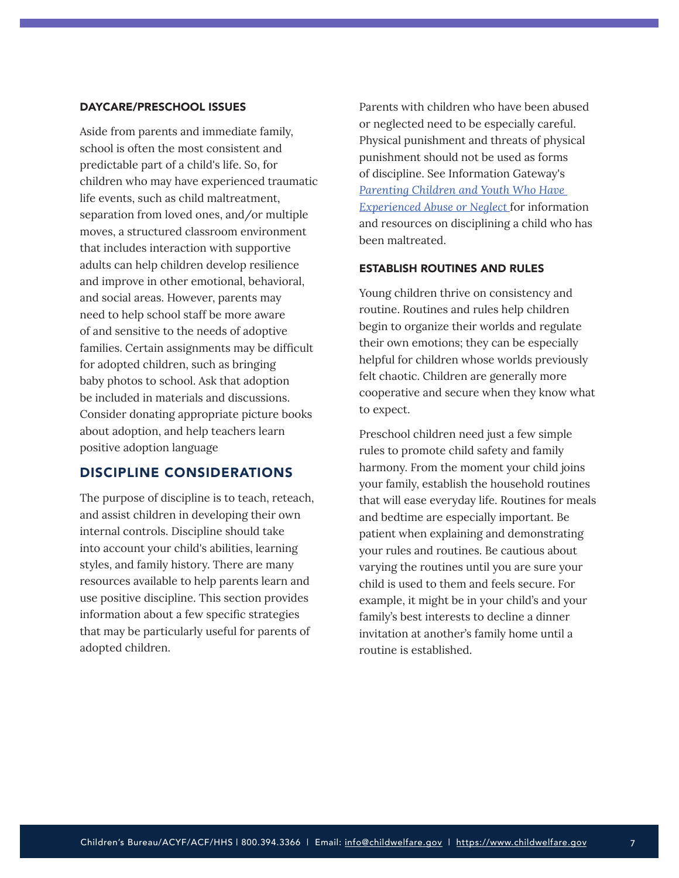### DAYCARE/PRESCHOOL ISSUES

Aside from parents and immediate family, school is often the most consistent and predictable part of a child's life. So, for children who may have experienced traumatic life events, such as child maltreatment, separation from loved ones, and/or multiple moves, a structured classroom environment that includes interaction with supportive adults can help children develop resilience and improve in other emotional, behavioral, and social areas. However, parents may need to help school staff be more aware of and sensitive to the needs of adoptive families. Certain assignments may be difficult for adopted children, such as bringing baby photos to school. Ask that adoption be included in materials and discussions. Consider donating appropriate picture books about adoption, and help teachers learn positive adoption language

## DISCIPLINE CONSIDERATIONS

The purpose of discipline is to teach, reteach, and assist children in developing their own internal controls. Discipline should take into account your child's abilities, learning styles, and family history. There are many resources available to help parents learn and use positive discipline. This section provides information about a few specific strategies that may be particularly useful for parents of adopted children.

Parents with children who have been abused or neglected need to be especially careful. Physical punishment and threats of physical punishment should not be used as forms of discipline. See Information Gateway's *Parenting Children and Youth Who Have Experienced Abuse or Neglect* for information and resources on disciplining a child who has been maltreated.

### ESTABLISH ROUTINES AND RULES

Young children thrive on consistency and routine. Routines and rules help children begin to organize their worlds and regulate their own emotions; they can be especially helpful for children whose worlds previously felt chaotic. Children are generally more cooperative and secure when they know what to expect.

Preschool children need just a few simple rules to promote child safety and family harmony. From the moment your child joins your family, establish the household routines that will ease everyday life. Routines for meals and bedtime are especially important. Be patient when explaining and demonstrating your rules and routines. Be cautious about varying the routines until you are sure your child is used to them and feels secure. For example, it might be in your child's and your family's best interests to decline a dinner invitation at another's family home until a routine is established.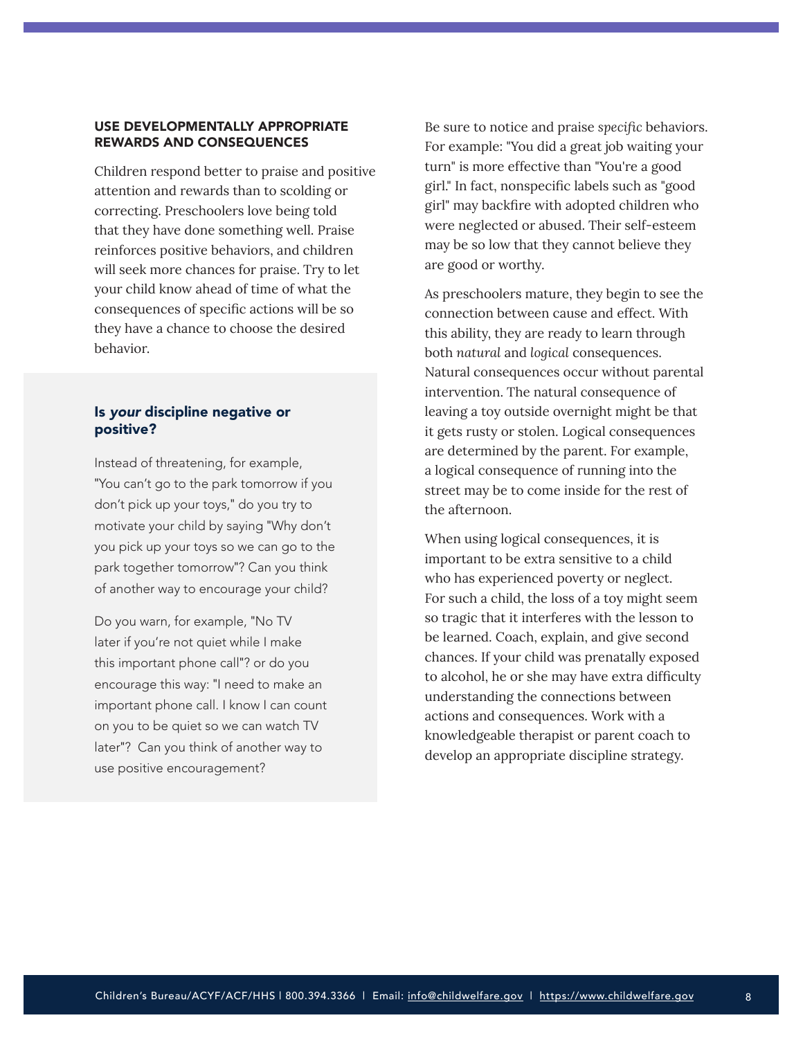### USE DEVELOPMENTALLY APPROPRIATE REWARDS AND CONSEQUENCES

Children respond better to praise and positive attention and rewards than to scolding or correcting. Preschoolers love being told that they have done something well. Praise reinforces positive behaviors, and children will seek more chances for praise. Try to let your child know ahead of time of what the consequences of specific actions will be so they have a chance to choose the desired behavior.

> #### Is *your* discipline negative or positive?
>
> Instead of threatening, for example, "You can't go to the park tomorrow if you don't pick up your toys," do you try to motivate your child by saying "Why don't you pick up your toys so we can go to the park together tomorrow"? Can you think of another way to encourage your child?
>
> Do you warn, for example, "No TV later if you're not quiet while I make this important phone call"? or do you encourage this way: "I need to make an important phone call. I know I can count on you to be quiet so we can watch TV later"? Can you think of another way to use positive encouragement?

Be sure to notice and praise *specific* behaviors. For example: "You did a great job waiting your turn" is more effective than "You're a good girl." In fact, nonspecific labels such as "good girl" may backfire with adopted children who were neglected or abused. Their self-esteem may be so low that they cannot believe they are good or worthy.

As preschoolers mature, they begin to see the connection between cause and effect. With this ability, they are ready to learn through both *natural* and *logical* consequences. Natural consequences occur without parental intervention. The natural consequence of leaving a toy outside overnight might be that it gets rusty or stolen. Logical consequences are determined by the parent. For example, a logical consequence of running into the street may be to come inside for the rest of the afternoon.

When using logical consequences, it is important to be extra sensitive to a child who has experienced poverty or neglect. For such a child, the loss of a toy might seem so tragic that it interferes with the lesson to be learned. Coach, explain, and give second chances. If your child was prenatally exposed to alcohol, he or she may have extra difficulty understanding the connections between actions and consequences. Work with a knowledgeable therapist or parent coach to develop an appropriate discipline strategy.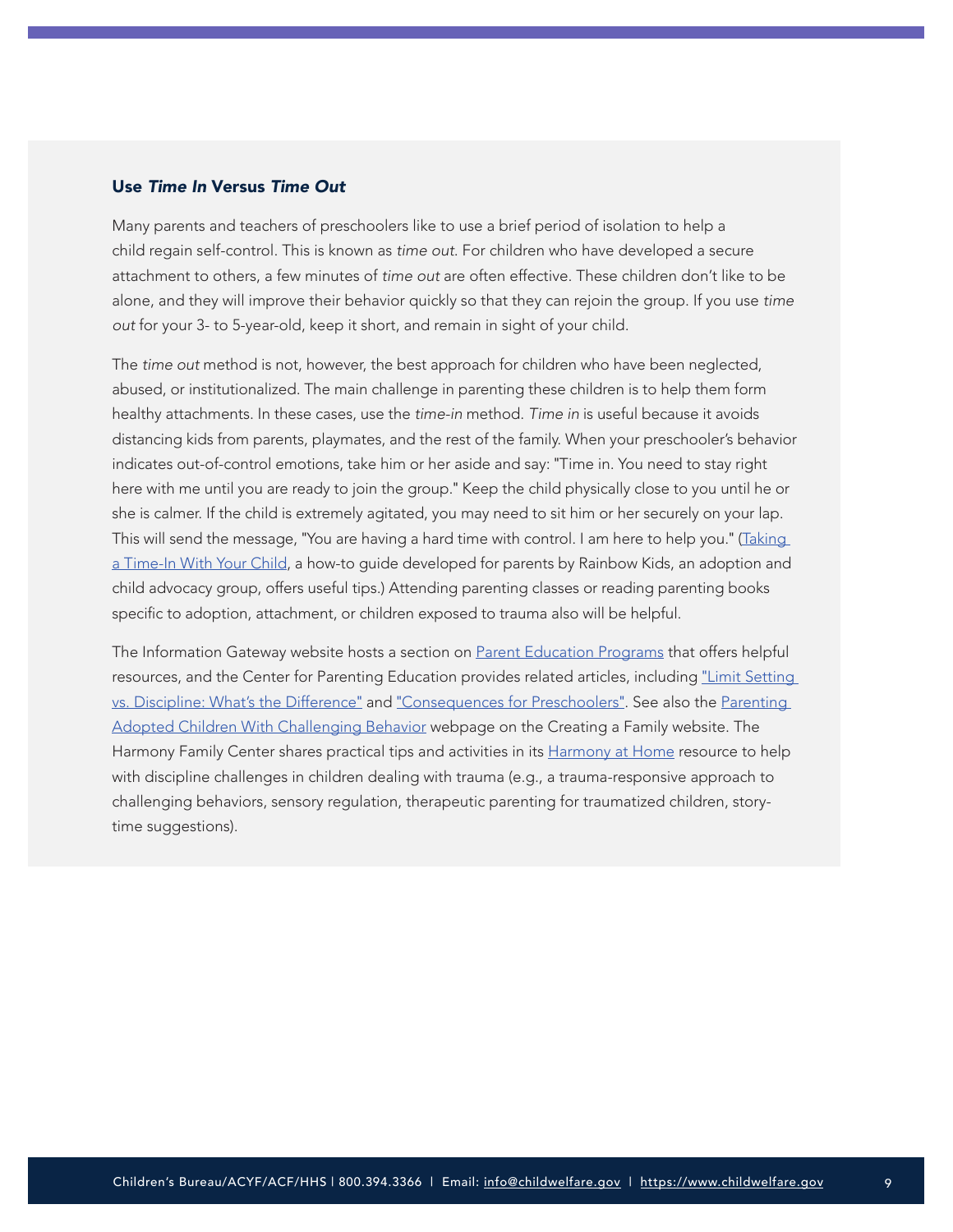### Use *Time In* Versus *Time Out*

Many parents and teachers of preschoolers like to use a brief period of isolation to help a child regain self-control. This is known as *time out*. For children who have developed a secure attachment to others, a few minutes of *time out* are often effective. These children don't like to be alone, and they will improve their behavior quickly so that they can rejoin the group. If you use *time out* for your 3- to 5-year-old, keep it short, and remain in sight of your child.

The *time out* method is not, however, the best approach for children who have been neglected, abused, or institutionalized. The main challenge in parenting these children is to help them form healthy attachments. In these cases, use the *time-in* method. *Time in* is useful because it avoids distancing kids from parents, playmates, and the rest of the family. When your preschooler's behavior indicates out-of-control emotions, take him or her aside and say: "Time in. You need to stay right here with me until you are ready to join the group." Keep the child physically close to you until he or she is calmer. If the child is extremely agitated, you may need to sit him or her securely on your lap. This will send the message, "You are having a hard time with control. I am here to help you." (Taking a Time-In With Your Child, a how-to guide developed for parents by Rainbow Kids, an adoption and child advocacy group, offers useful tips.) Attending parenting classes or reading parenting books specific to adoption, attachment, or children exposed to trauma also will be helpful.

The Information Gateway website hosts a section on Parent Education Programs that offers helpful resources, and the Center for Parenting Education provides related articles, including "Limit Setting vs. Discipline: What's the Difference" and "Consequences for Preschoolers". See also the Parenting Adopted Children With Challenging Behavior webpage on the Creating a Family website. The Harmony Family Center shares practical tips and activities in its Harmony at Home resource to help with discipline challenges in children dealing with trauma (e.g., a trauma-responsive approach to challenging behaviors, sensory regulation, therapeutic parenting for traumatized children, story-time suggestions).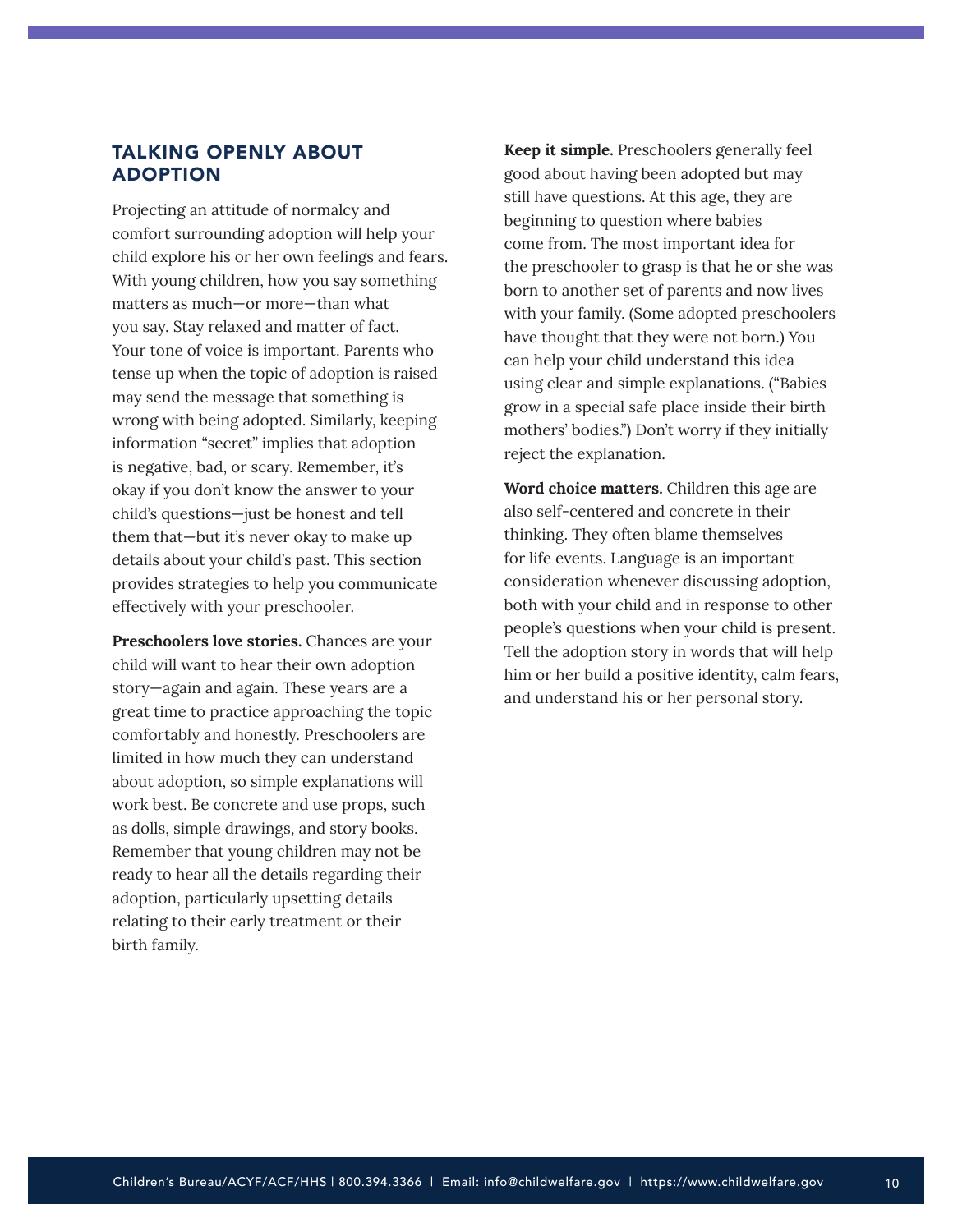## TALKING OPENLY ABOUT ADOPTION

Projecting an attitude of normalcy and comfort surrounding adoption will help your child explore his or her own feelings and fears. With young children, how you say something matters as much—or more—than what you say. Stay relaxed and matter of fact. Your tone of voice is important. Parents who tense up when the topic of adoption is raised may send the message that something is wrong with being adopted. Similarly, keeping information "secret" implies that adoption is negative, bad, or scary. Remember, it's okay if you don't know the answer to your child's questions—just be honest and tell them that—but it's never okay to make up details about your child's past. This section provides strategies to help you communicate effectively with your preschooler.

**Preschoolers love stories.** Chances are your child will want to hear their own adoption story—again and again. These years are a great time to practice approaching the topic comfortably and honestly. Preschoolers are limited in how much they can understand about adoption, so simple explanations will work best. Be concrete and use props, such as dolls, simple drawings, and story books. Remember that young children may not be ready to hear all the details regarding their adoption, particularly upsetting details relating to their early treatment or their birth family.

**Keep it simple.** Preschoolers generally feel good about having been adopted but may still have questions. At this age, they are beginning to question where babies come from. The most important idea for the preschooler to grasp is that he or she was born to another set of parents and now lives with your family. (Some adopted preschoolers have thought that they were not born.) You can help your child understand this idea using clear and simple explanations. ("Babies grow in a special safe place inside their birth mothers' bodies.") Don't worry if they initially reject the explanation.

**Word choice matters.** Children this age are also self-centered and concrete in their thinking. They often blame themselves for life events. Language is an important consideration whenever discussing adoption, both with your child and in response to other people's questions when your child is present. Tell the adoption story in words that will help him or her build a positive identity, calm fears, and understand his or her personal story.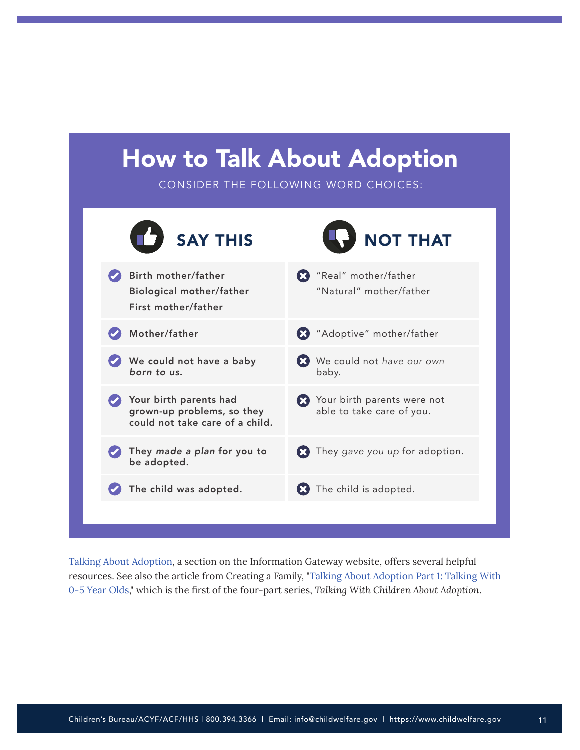## How to Talk About Adoption

CONSIDER THE FOLLOWING WORD CHOICES:

| SAY THIS | NOT THAT |
|---|---|
| Birth mother/father<br>Biological mother/father<br>First mother/father | "Real" mother/father<br>"Natural" mother/father |
| Mother/father | "Adoptive" mother/father |
| We could not have a baby *born to us.* | We could not *have our own* baby. |
| Your birth parents had grown-up problems, so they could not take care of a child. | Your birth parents were not able to take care of you. |
| They *made a plan* for you to be adopted. | They *gave you up* for adoption. |
| The child was adopted. | The child is adopted. |

Talking About Adoption, a section on the Information Gateway website, offers several helpful resources. See also the article from Creating a Family, "Talking About Adoption Part 1: Talking With 0-5 Year Olds," which is the first of the four-part series, *Talking With Children About Adoption*.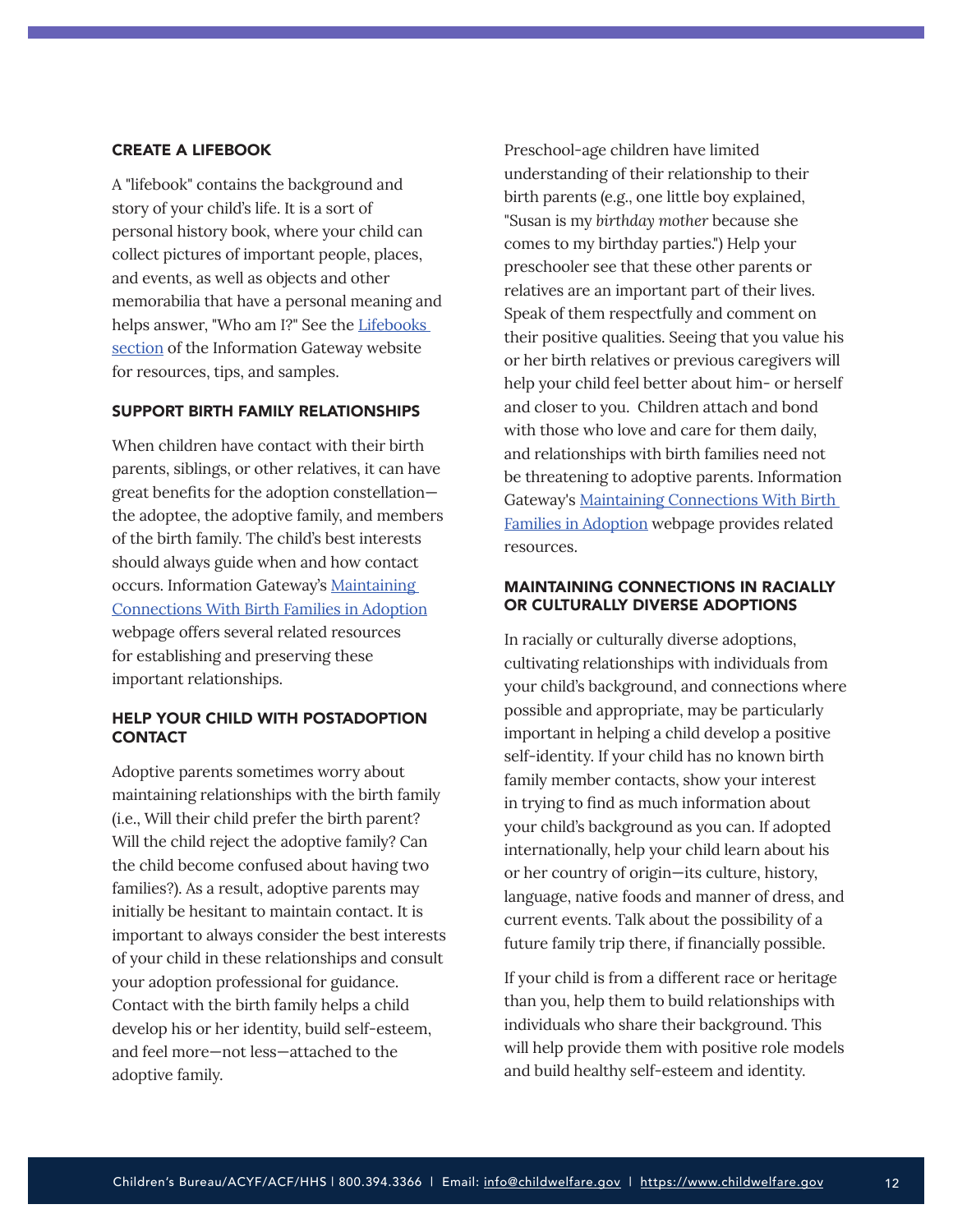### CREATE A LIFEBOOK

A "lifebook" contains the background and story of your child's life. It is a sort of personal history book, where your child can collect pictures of important people, places, and events, as well as objects and other memorabilia that have a personal meaning and helps answer, "Who am I?" See the [Lifebooks section](#) of the Information Gateway website for resources, tips, and samples.

### SUPPORT BIRTH FAMILY RELATIONSHIPS

When children have contact with their birth parents, siblings, or other relatives, it can have great benefits for the adoption constellation—the adoptee, the adoptive family, and members of the birth family. The child's best interests should always guide when and how contact occurs. Information Gateway's [Maintaining Connections With Birth Families in Adoption](#) webpage offers several related resources for establishing and preserving these important relationships.

### HELP YOUR CHILD WITH POSTADOPTION CONTACT

Adoptive parents sometimes worry about maintaining relationships with the birth family (i.e., Will their child prefer the birth parent? Will the child reject the adoptive family? Can the child become confused about having two families?). As a result, adoptive parents may initially be hesitant to maintain contact. It is important to always consider the best interests of your child in these relationships and consult your adoption professional for guidance. Contact with the birth family helps a child develop his or her identity, build self-esteem, and feel more—not less—attached to the adoptive family.

Preschool-age children have limited understanding of their relationship to their birth parents (e.g., one little boy explained, "Susan is my *birthday mother* because she comes to my birthday parties.") Help your preschooler see that these other parents or relatives are an important part of their lives. Speak of them respectfully and comment on their positive qualities. Seeing that you value his or her birth relatives or previous caregivers will help your child feel better about him- or herself and closer to you. Children attach and bond with those who love and care for them daily, and relationships with birth families need not be threatening to adoptive parents. Information Gateway's [Maintaining Connections With Birth Families in Adoption](#) webpage provides related resources.

### MAINTAINING CONNECTIONS IN RACIALLY OR CULTURALLY DIVERSE ADOPTIONS

In racially or culturally diverse adoptions, cultivating relationships with individuals from your child's background, and connections where possible and appropriate, may be particularly important in helping a child develop a positive self-identity. If your child has no known birth family member contacts, show your interest in trying to find as much information about your child's background as you can. If adopted internationally, help your child learn about his or her country of origin—its culture, history, language, native foods and manner of dress, and current events. Talk about the possibility of a future family trip there, if financially possible.

If your child is from a different race or heritage than you, help them to build relationships with individuals who share their background. This will help provide them with positive role models and build healthy self-esteem and identity.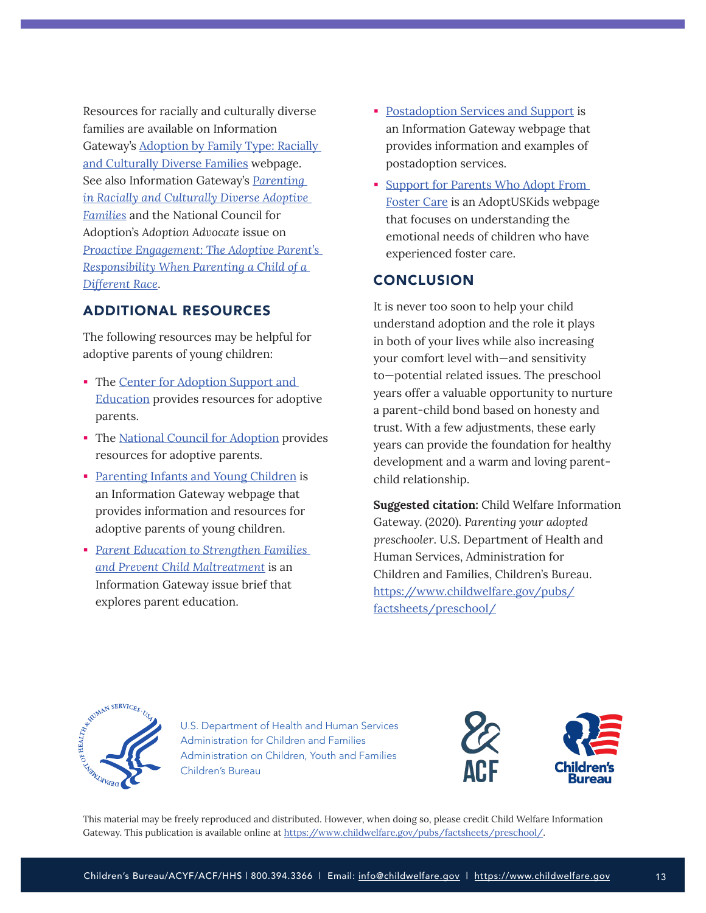Resources for racially and culturally diverse families are available on Information Gateway's [Adoption by Family Type: Racially and Culturally Diverse Families](#) webpage. See also Information Gateway's *[Parenting in Racially and Culturally Diverse Adoptive Families](#)* and the National Council for Adoption's *Adoption Advocate* issue on *[Proactive Engagement: The Adoptive Parent's Responsibility When Parenting a Child of a Different Race](#)*.

## ADDITIONAL RESOURCES

The following resources may be helpful for adoptive parents of young children:

- The [Center for Adoption Support and Education](#) provides resources for adoptive parents.
- The [National Council for Adoption](#) provides resources for adoptive parents.
- [Parenting Infants and Young Children](#) is an Information Gateway webpage that provides information and resources for adoptive parents of young children.
- *[Parent Education to Strengthen Families and Prevent Child Maltreatment](#)* is an Information Gateway issue brief that explores parent education.
- [Postadoption Services and Support](#) is an Information Gateway webpage that provides information and examples of postadoption services.
- [Support for Parents Who Adopt From Foster Care](#) is an AdoptUSKids webpage that focuses on understanding the emotional needs of children who have experienced foster care.

## CONCLUSION

It is never too soon to help your child understand adoption and the role it plays in both of your lives while also increasing your comfort level with—and sensitivity to—potential related issues. The preschool years offer a valuable opportunity to nurture a parent-child bond based on honesty and trust. With a few adjustments, these early years can provide the foundation for healthy development and a warm and loving parent-child relationship.

**Suggested citation:** Child Welfare Information Gateway. (2020). *Parenting your adopted preschooler*. U.S. Department of Health and Human Services, Administration for Children and Families, Children's Bureau. https://www.childwelfare.gov/pubs/factsheets/preschool/

U.S. Department of Health and Human Services
Administration for Children and Families
Administration on Children, Youth and Families
Children's Bureau

This material may be freely reproduced and distributed. However, when doing so, please credit Child Welfare Information Gateway. This publication is available online at https://www.childwelfare.gov/pubs/factsheets/preschool/.